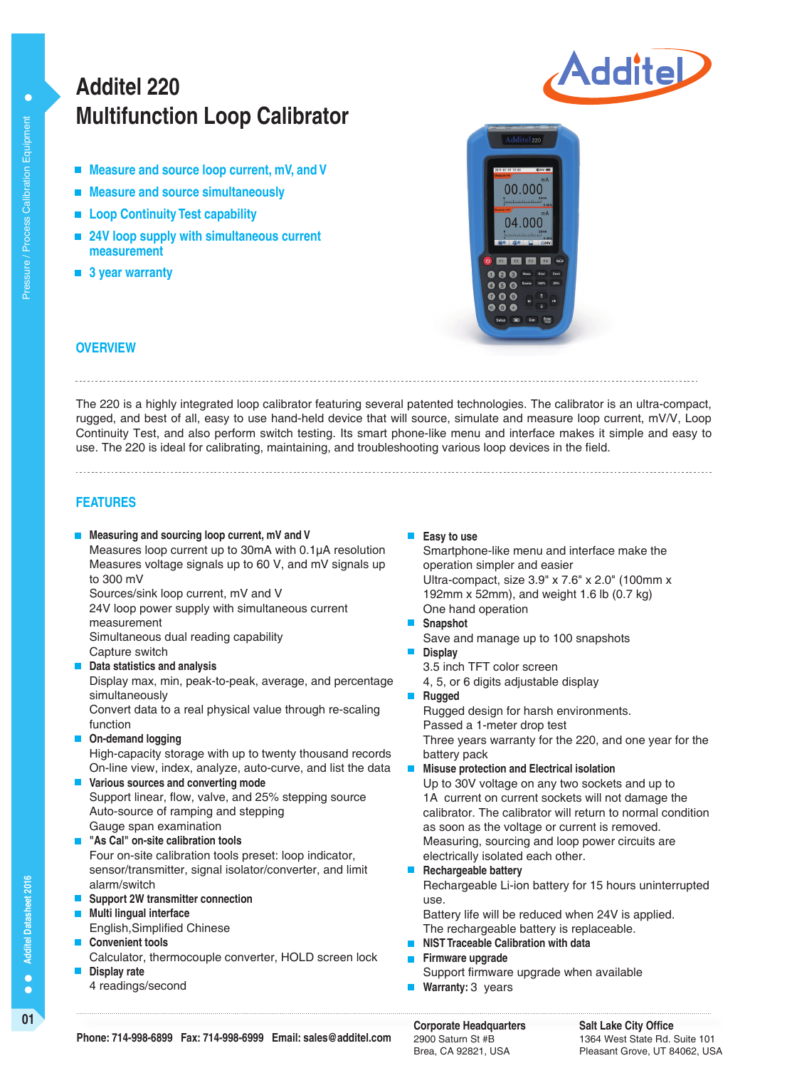# Additel 220
# Multifunction Loop Calibrator

- Measure and source loop current, mV, and V
- Measure and source simultaneously
- Loop Continuity Test capability
- 24V loop supply with simultaneous current measurement
- 3 year warranty

## OVERVIEW

The 220 is a highly integrated loop calibrator featuring several patented technologies. The calibrator is an ultra-compact, rugged, and best of all, easy to use hand-held device that will source, simulate and measure loop current, mV/V, Loop Continuity Test, and also perform switch testing. Its smart phone-like menu and interface makes it simple and easy to use. The 220 is ideal for calibrating, maintaining, and troubleshooting various loop devices in the field.

## FEATURES

- **Measuring and sourcing loop current, mV and V**
  Measures loop current up to 30mA with 0.1µA resolution
  Measures voltage signals up to 60 V, and mV signals up to 300 mV
  Sources/sink loop current, mV and V
  24V loop power supply with simultaneous current measurement
  Simultaneous dual reading capability
  Capture switch
- **Data statistics and analysis**
  Display max, min, peak-to-peak, average, and percentage simultaneously
  Convert data to a real physical value through re-scaling function
- **On-demand logging**
  High-capacity storage with up to twenty thousand records
  On-line view, index, analyze, auto-curve, and list the data
- **Various sources and converting mode**
  Support linear, flow, valve, and 25% stepping source
  Auto-source of ramping and stepping
  Gauge span examination
- **"As Cal" on-site calibration tools**
  Four on-site calibration tools preset: loop indicator, sensor/transmitter, signal isolator/converter, and limit alarm/switch
- **Support 2W transmitter connection**
- **Multi lingual interface**
  English,Simplified Chinese
- **Convenient tools**
  Calculator, thermocouple converter, HOLD screen lock
- **Display rate**
  4 readings/second
- **Easy to use**
  Smartphone-like menu and interface make the operation simpler and easier
  Ultra-compact, size 3.9" x 7.6" x 2.0" (100mm x 192mm x 52mm), and weight 1.6 lb (0.7 kg)
  One hand operation
- **Snapshot**
  Save and manage up to 100 snapshots
- **Display**
  3.5 inch TFT color screen
  4, 5, or 6 digits adjustable display
- **Rugged**
  Rugged design for harsh environments.
  Passed a 1-meter drop test
  Three years warranty for the 220, and one year for the battery pack
- **Misuse protection and Electrical isolation**
  Up to 30V voltage on any two sockets and up to 1A current on current sockets will not damage the calibrator. The calibrator will return to normal condition as soon as the voltage or current is removed.
  Measuring, sourcing and loop power circuits are electrically isolated each other.
- **Rechargeable battery**
  Rechargeable Li-ion battery for 15 hours uninterrupted use.
  Battery life will be reduced when 24V is applied.
  The rechargeable battery is replaceable.
- **NIST Traceable Calibration with data**
- **Firmware upgrade**
  Support firmware upgrade when available
- **Warranty:** 3 years

Phone: 714-998-6899 Fax: 714-998-6999 Email: sales@additel.com

**Corporate Headquarters**
2900 Saturn St #B
Brea, CA 92821, USA

**Salt Lake City Office**
1364 West State Rd. Suite 101
Pleasant Grove, UT 84062, USA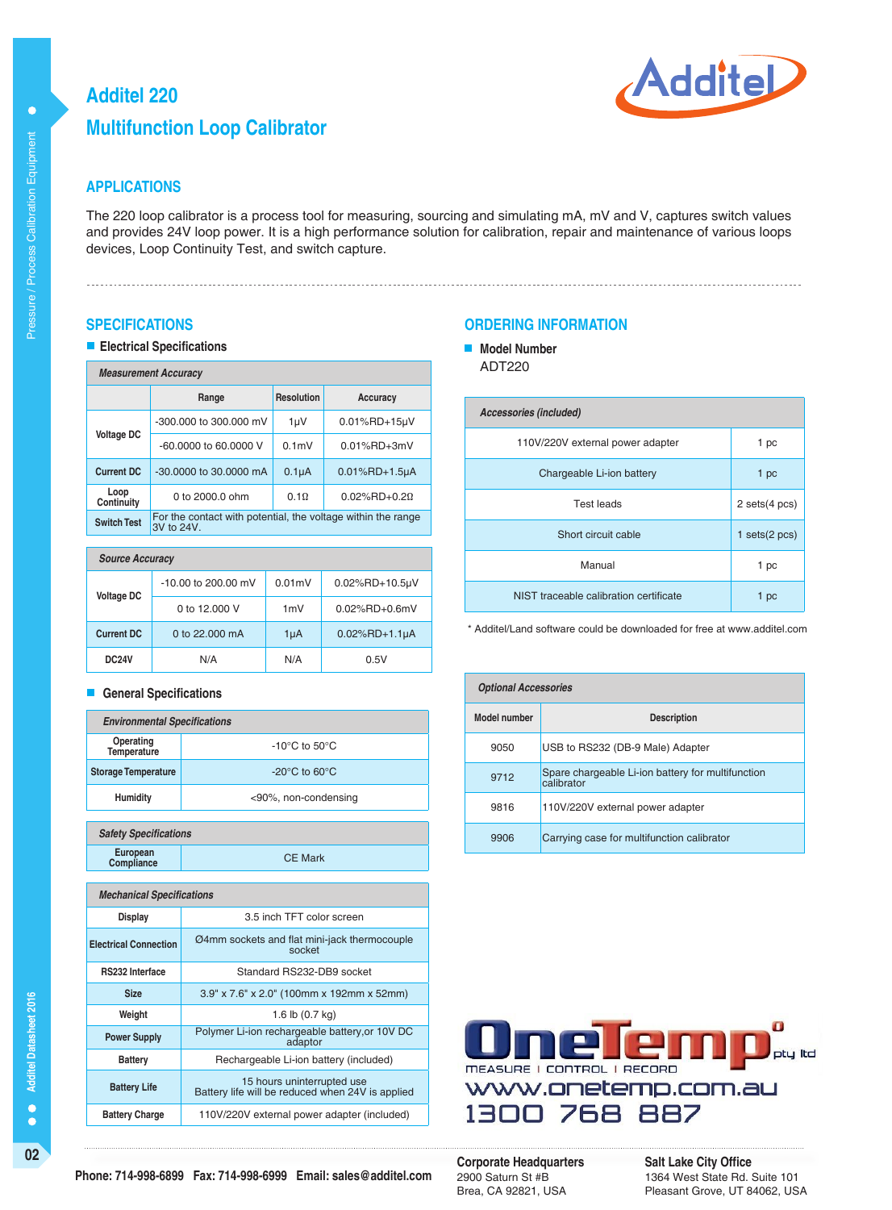# Additel 220

## Multifunction Loop Calibrator

## APPLICATIONS

The 220 loop calibrator is a process tool for measuring, sourcing and simulating mA, mV and V, captures switch values and provides 24V loop power. It is a high performance solution for calibration, repair and maintenance of various loops devices, Loop Continuity Test, and switch capture.

## SPECIFICATIONS

### Electrical Specifications

| *Measurement Accuracy* | | | |
|---|---|---|---|
| | Range | Resolution | Accuracy |
| Voltage DC | -300.000 to 300.000 mV | 1μV | 0.01%RD+15μV |
| | -60.0000 to 60.0000 V | 0.1mV | 0.01%RD+3mV |
| Current DC | -30.0000 to 30.0000 mA | 0.1μA | 0.01%RD+1.5μA |
| Loop Continuity | 0 to 2000.0 ohm | 0.1Ω | 0.02%RD+0.2Ω |
| Switch Test | For the contact with potential, the voltage within the range 3V to 24V. | | |

| *Source Accuracy* | | | |
|---|---|---|---|
| Voltage DC | -10.00 to 200.00 mV | 0.01mV | 0.02%RD+10.5μV |
| | 0 to 12.000 V | 1mV | 0.02%RD+0.6mV |
| Current DC | 0 to 22.000 mA | 1μA | 0.02%RD+1.1μA |
| DC24V | N/A | N/A | 0.5V |

### General Specifications

| *Environmental Specifications* | |
|---|---|
| Operating Temperature | -10°C to 50°C |
| Storage Temperature | -20°C to 60°C |
| Humidity | <90%, non-condensing |

| *Safety Specifications* | |
|---|---|
| European Compliance | CE Mark |

| *Mechanical Specifications* | |
|---|---|
| Display | 3.5 inch TFT color screen |
| Electrical Connection | Ø4mm sockets and flat mini-jack thermocouple socket |
| RS232 Interface | Standard RS232-DB9 socket |
| Size | 3.9" x 7.6" x 2.0" (100mm x 192mm x 52mm) |
| Weight | 1.6 lb (0.7 kg) |
| Power Supply | Polymer Li-ion rechargeable battery,or 10V DC adaptor |
| Battery | Rechargeable Li-ion battery (included) |
| Battery Life | 15 hours uninterrupted use<br>Battery life will be reduced when 24V is applied |
| Battery Charge | 110V/220V external power adapter (included) |

## ORDERING INFORMATION

### Model Number

ADT220

| *Accessories (included)* | |
|---|---|
| 110V/220V external power adapter | 1 pc |
| Chargeable Li-ion battery | 1 pc |
| Test leads | 2 sets(4 pcs) |
| Short circuit cable | 1 sets(2 pcs) |
| Manual | 1 pc |
| NIST traceable calibration certificate | 1 pc |

\* Additel/Land software could be downloaded for free at www.additel.com

| *Optional Accessories* | |
|---|---|
| Model number | Description |
| 9050 | USB to RS232 (DB-9 Male) Adapter |
| 9712 | Spare chargeable Li-ion battery for multifunction calibrator |
| 9816 | 110V/220V external power adapter |
| 9906 | Carrying case for multifunction calibrator |

OneTemp pty ltd
MEASURE | CONTROL | RECORD
www.onetemp.com.au
1300 768 887

Phone: 714-998-6899 Fax: 714-998-6999 Email: sales@additel.com

**Corporate Headquarters**
2900 Saturn St #B
Brea, CA 92821, USA

**Salt Lake City Office**
1364 West State Rd. Suite 101
Pleasant Grove, UT 84062, USA